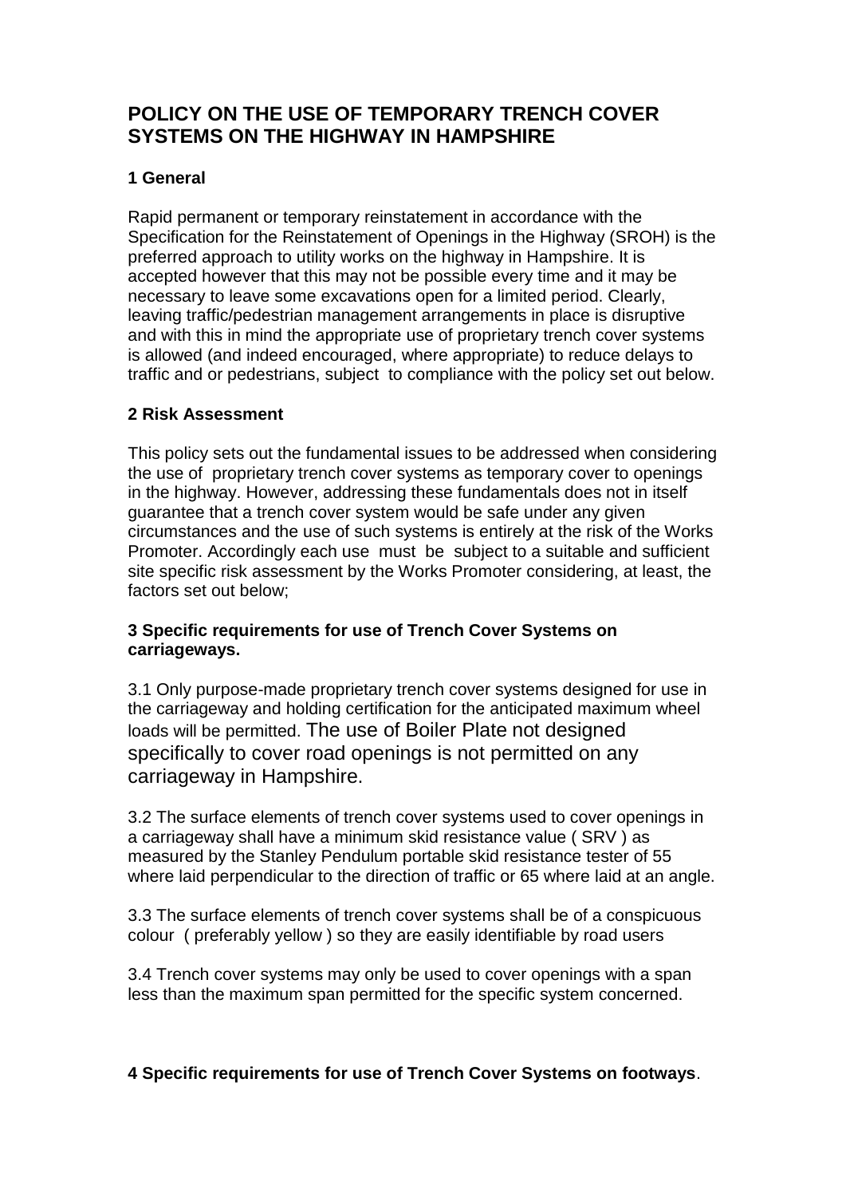# POLICY ON THE USE OF TEMPORARY TRENCH COVER SYSTEMS ON THE HIGHWAY IN HAMPSHIRE

## 1 General

Rapid permanent or temporary reinstatement in accordance with the Specification for the Reinstatement of Openings in the Highway (SROH) is the preferred approach to utility works on the highway in Hampshire. It is accepted however that this may not be possible every time and it may be necessary to leave some excavations open for a limited period. Clearly, leaving traffic/pedestrian management arrangements in place is disruptive and with this in mind the appropriate use of proprietary trench cover systems is allowed (and indeed encouraged, where appropriate) to reduce delays to traffic and or pedestrians, subject to compliance with the policy set out below.

## 2 Risk Assessment

This policy sets out the fundamental issues to be addressed when considering the use of proprietary trench cover systems as temporary cover to openings in the highway. However, addressing these fundamentals does not in itself guarantee that a trench cover system would be safe under any given circumstances and the use of such systems is entirely at the risk of the Works Promoter. Accordingly each use must be subject to a suitable and sufficient site specific risk assessment by the Works Promoter considering, at least, the factors set out below;

## 3 Specific requirements for use of Trench Cover Systems on carriageways.

3.1 Only purpose-made proprietary trench cover systems designed for use in the carriageway and holding certification for the anticipated maximum wheel loads will be permitted. The use of Boiler Plate not designed specifically to cover road openings is not permitted on any carriageway in Hampshire.

3.2 The surface elements of trench cover systems used to cover openings in a carriageway shall have a minimum skid resistance value ( SRV ) as measured by the Stanley Pendulum portable skid resistance tester of 55 where laid perpendicular to the direction of traffic or 65 where laid at an angle.

3.3 The surface elements of trench cover systems shall be of a conspicuous colour ( preferably yellow ) so they are easily identifiable by road users

3.4 Trench cover systems may only be used to cover openings with a span less than the maximum span permitted for the specific system concerned.

## 4 Specific requirements for use of Trench Cover Systems on footways.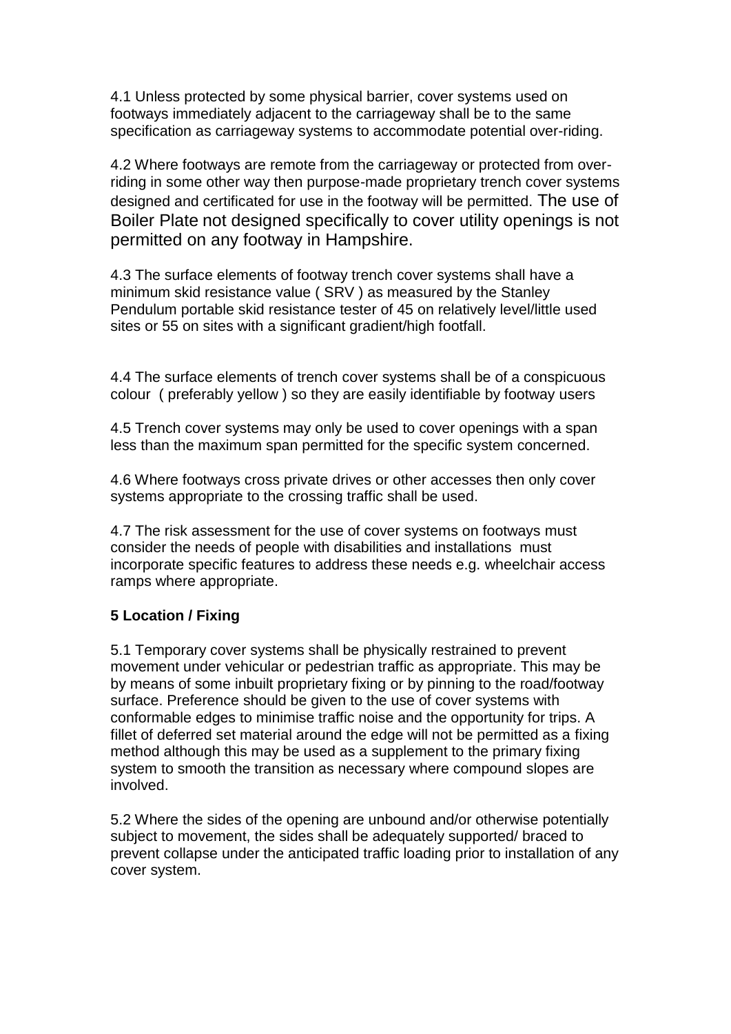4.1 Unless protected by some physical barrier, cover systems used on footways immediately adjacent to the carriageway shall be to the same specification as carriageway systems to accommodate potential over-riding.

4.2 Where footways are remote from the carriageway or protected from over-riding in some other way then purpose-made proprietary trench cover systems designed and certificated for use in the footway will be permitted. The use of Boiler Plate not designed specifically to cover utility openings is not permitted on any footway in Hampshire.

4.3 The surface elements of footway trench cover systems shall have a minimum skid resistance value ( SRV ) as measured by the Stanley Pendulum portable skid resistance tester of 45 on relatively level/little used sites or 55 on sites with a significant gradient/high footfall.

4.4 The surface elements of trench cover systems shall be of a conspicuous colour ( preferably yellow ) so they are easily identifiable by footway users

4.5 Trench cover systems may only be used to cover openings with a span less than the maximum span permitted for the specific system concerned.

4.6 Where footways cross private drives or other accesses then only cover systems appropriate to the crossing traffic shall be used.

4.7 The risk assessment for the use of cover systems on footways must consider the needs of people with disabilities and installations must incorporate specific features to address these needs e.g. wheelchair access ramps where appropriate.

**5 Location / Fixing**

5.1 Temporary cover systems shall be physically restrained to prevent movement under vehicular or pedestrian traffic as appropriate. This may be by means of some inbuilt proprietary fixing or by pinning to the road/footway surface. Preference should be given to the use of cover systems with conformable edges to minimise traffic noise and the opportunity for trips. A fillet of deferred set material around the edge will not be permitted as a fixing method although this may be used as a supplement to the primary fixing system to smooth the transition as necessary where compound slopes are involved.

5.2 Where the sides of the opening are unbound and/or otherwise potentially subject to movement, the sides shall be adequately supported/ braced to prevent collapse under the anticipated traffic loading prior to installation of any cover system.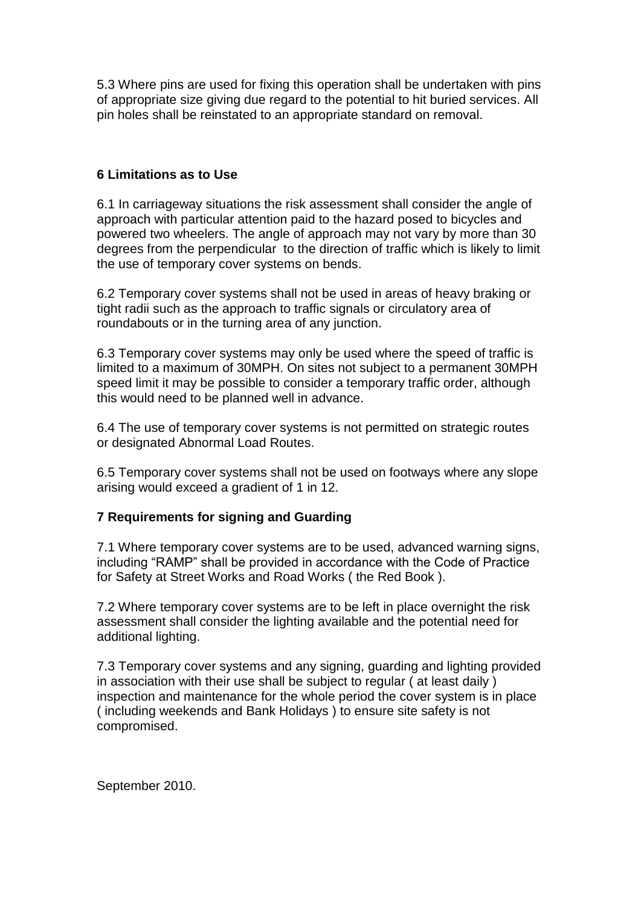5.3 Where pins are used for fixing this operation shall be undertaken with pins of appropriate size giving due regard to the potential to hit buried services. All pin holes shall be reinstated to an appropriate standard on removal.

## 6 Limitations as to Use

6.1 In carriageway situations the risk assessment shall consider the angle of approach with particular attention paid to the hazard posed to bicycles and powered two wheelers. The angle of approach may not vary by more than 30 degrees from the perpendicular to the direction of traffic which is likely to limit the use of temporary cover systems on bends.

6.2 Temporary cover systems shall not be used in areas of heavy braking or tight radii such as the approach to traffic signals or circulatory area of roundabouts or in the turning area of any junction.

6.3 Temporary cover systems may only be used where the speed of traffic is limited to a maximum of 30MPH. On sites not subject to a permanent 30MPH speed limit it may be possible to consider a temporary traffic order, although this would need to be planned well in advance.

6.4 The use of temporary cover systems is not permitted on strategic routes or designated Abnormal Load Routes.

6.5 Temporary cover systems shall not be used on footways where any slope arising would exceed a gradient of 1 in 12.

## 7 Requirements for signing and Guarding

7.1 Where temporary cover systems are to be used, advanced warning signs, including "RAMP" shall be provided in accordance with the Code of Practice for Safety at Street Works and Road Works ( the Red Book ).

7.2 Where temporary cover systems are to be left in place overnight the risk assessment shall consider the lighting available and the potential need for additional lighting.

7.3 Temporary cover systems and any signing, guarding and lighting provided in association with their use shall be subject to regular ( at least daily ) inspection and maintenance for the whole period the cover system is in place ( including weekends and Bank Holidays ) to ensure site safety is not compromised.

September 2010.